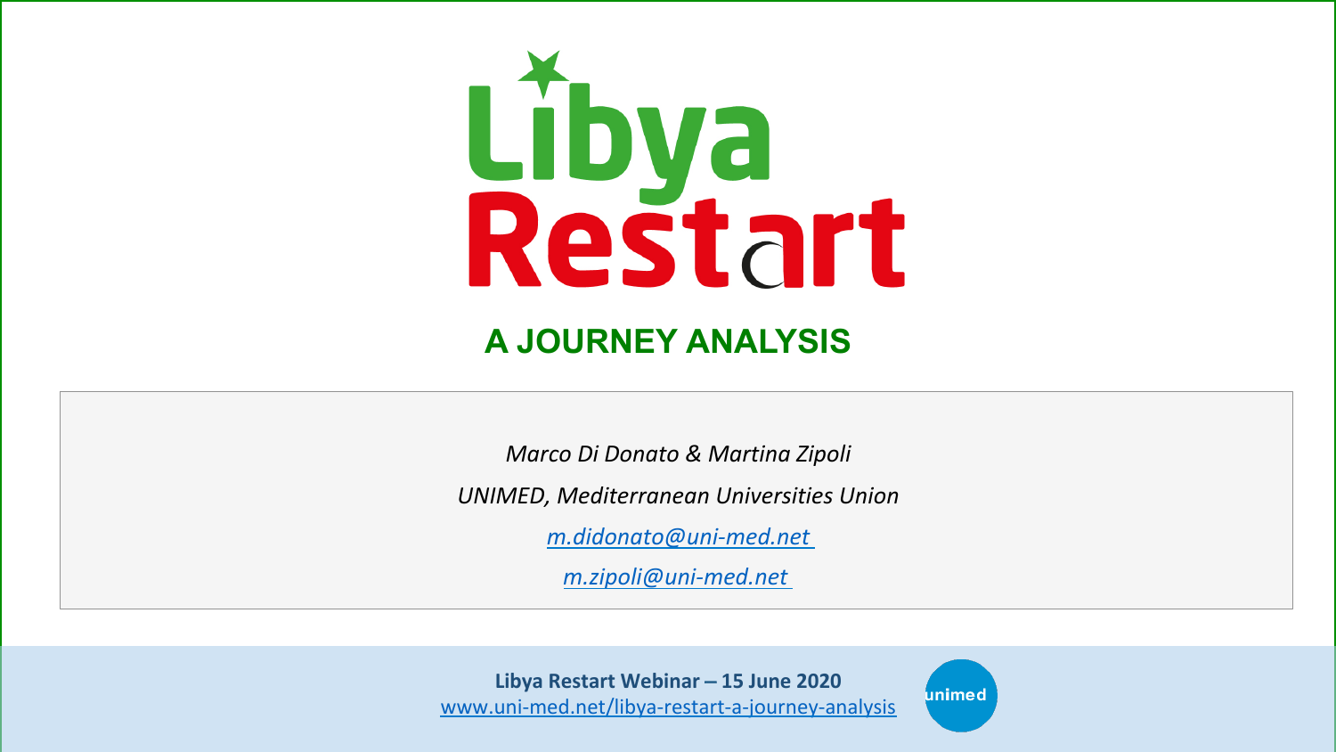# Libya Restart

## A JOURNEY ANALYSIS

*Marco Di Donato & Martina Zipoli*

*UNIMED, Mediterranean Universities Union*

*m.didonato@uni-med.net*

*m.zipoli@uni-med.net*

**Libya Restart Webinar – 15 June 2020**

www.uni-med.net/libya-restart-a-journey-analysis

unimed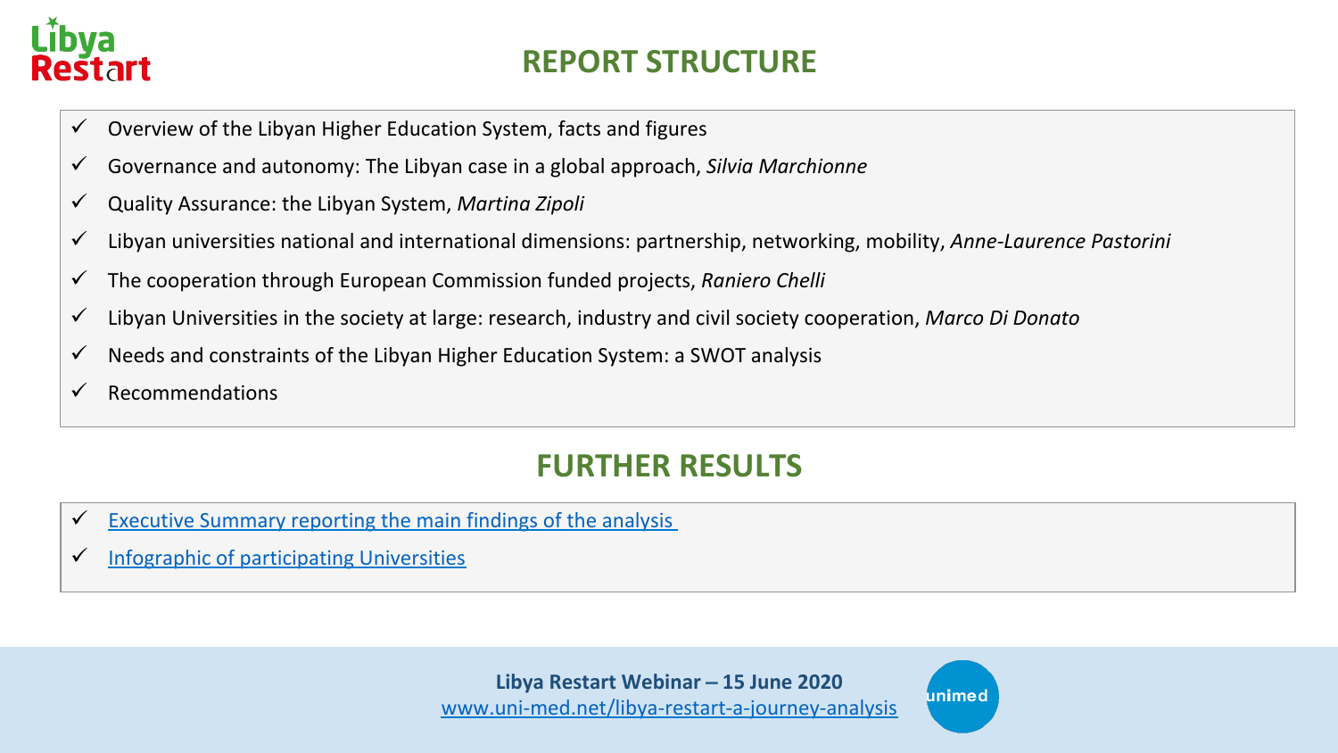## REPORT STRUCTURE

- ✓ Overview of the Libyan Higher Education System, facts and figures
- ✓ Governance and autonomy: The Libyan case in a global approach, *Silvia Marchionne*
- ✓ Quality Assurance: the Libyan System, *Martina Zipoli*
- ✓ Libyan universities national and international dimensions: partnership, networking, mobility, *Anne-Laurence Pastorini*
- ✓ The cooperation through European Commission funded projects, *Raniero Chelli*
- ✓ Libyan Universities in the society at large: research, industry and civil society cooperation, *Marco Di Donato*
- ✓ Needs and constraints of the Libyan Higher Education System: a SWOT analysis
- ✓ Recommendations

## FURTHER RESULTS

- ✓ Executive Summary reporting the main findings of the analysis
- ✓ Infographic of participating Universities

**Libya Restart Webinar – 15 June 2020**
www.uni-med.net/libya-restart-a-journey-analysis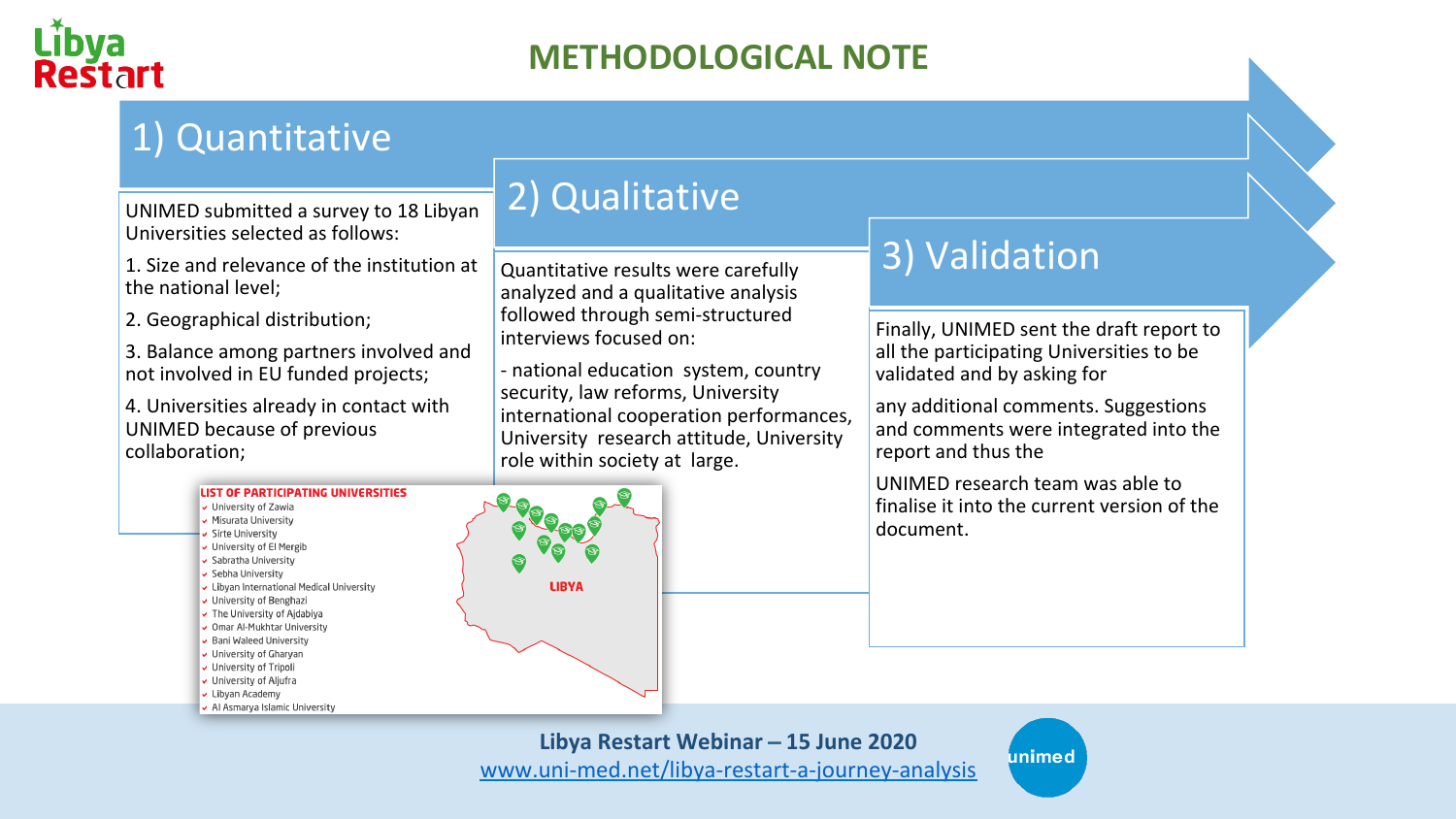# METHODOLOGICAL NOTE

## 1) Quantitative

UNIMED submitted a survey to 18 Libyan Universities selected as follows:

1. Size and relevance of the institution at the national level;
2. Geographical distribution;
3. Balance among partners involved and not involved in EU funded projects;
4. Universities already in contact with UNIMED because of previous collaboration;

**LIST OF PARTICIPATING UNIVERSITIES**

- University of Zawia
- Misurata University
- Sirte University
- University of El Mergib
- Sabratha University
- Sebha University
- Libyan International Medical University
- University of Benghazi
- The University of Ajdabiya
- Omar Al-Mukhtar University
- Bani Waleed University
- University of Gharyan
- University of Tripoli
- University of Aljufra
- Libyan Academy
- Al Asmarya Islamic University

LIBYA

## 2) Qualitative

Quantitative results were carefully analyzed and a qualitative analysis followed through semi-structured interviews focused on:

- national education system, country security, law reforms, University international cooperation performances, University research attitude, University role within society at large.

## 3) Validation

Finally, UNIMED sent the draft report to all the participating Universities to be validated and by asking for

any additional comments. Suggestions and comments were integrated into the report and thus the

UNIMED research team was able to finalise it into the current version of the document.

**Libya Restart Webinar – 15 June 2020**
www.uni-med.net/libya-restart-a-journey-analysis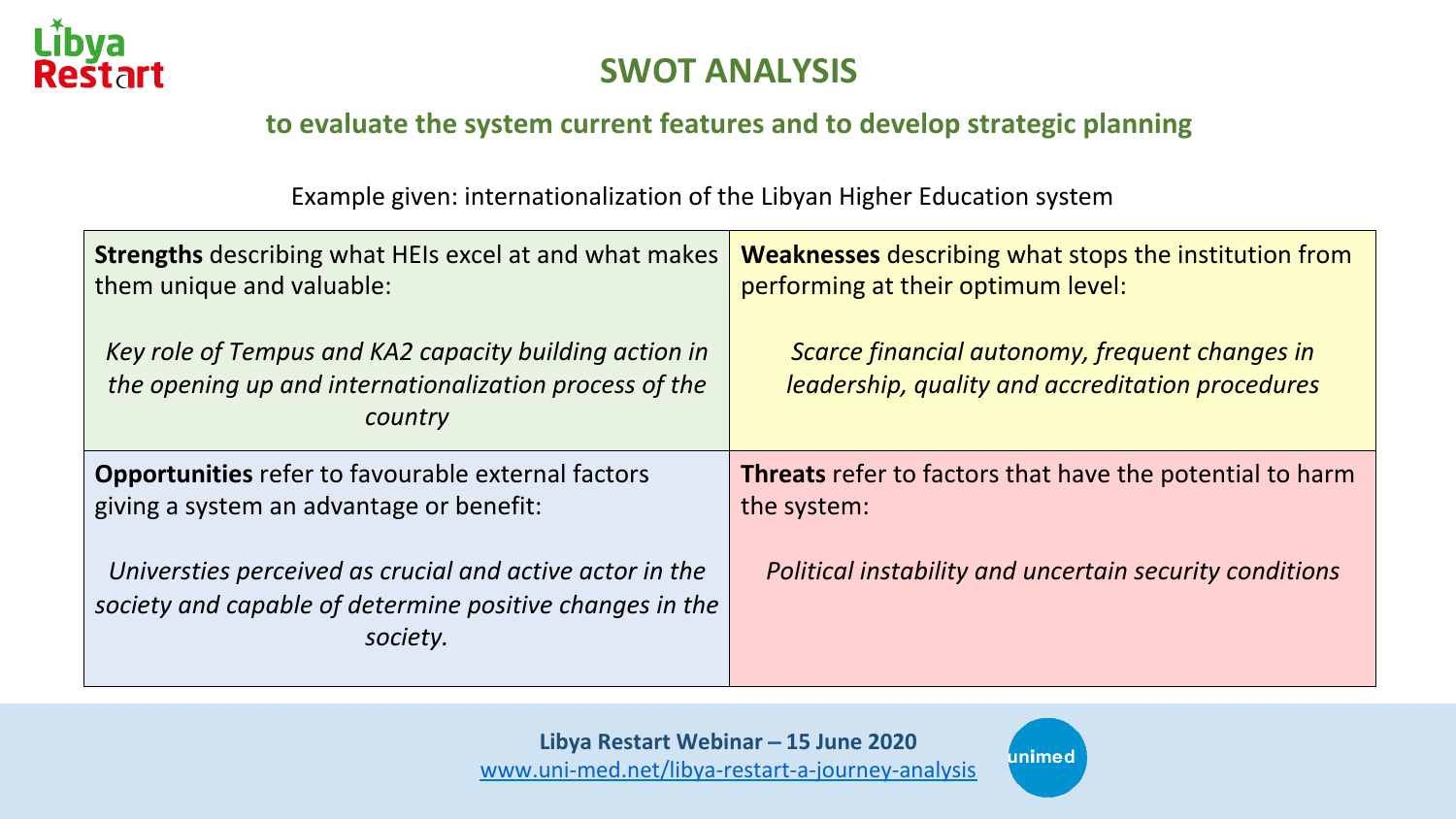# SWOT ANALYSIS

## to evaluate the system current features and to develop strategic planning

Example given: internationalization of the Libyan Higher Education system

| **Strengths** describing what HEIs excel at and what makes them unique and valuable: | **Weaknesses** describing what stops the institution from performing at their optimum level: |
|---|---|
| *Key role of Tempus and KA2 capacity building action in the opening up and internationalization process of the country* | *Scarce financial autonomy, frequent changes in leadership, quality and accreditation procedures* |
| **Opportunities** refer to favourable external factors giving a system an advantage or benefit: | **Threats** refer to factors that have the potential to harm the system: |
| *Universties perceived as crucial and active actor in the society and capable of determine positive changes in the society.* | *Political instability and uncertain security conditions* |

Libya Restart Webinar – 15 June 2020
www.uni-med.net/libya-restart-a-journey-analysis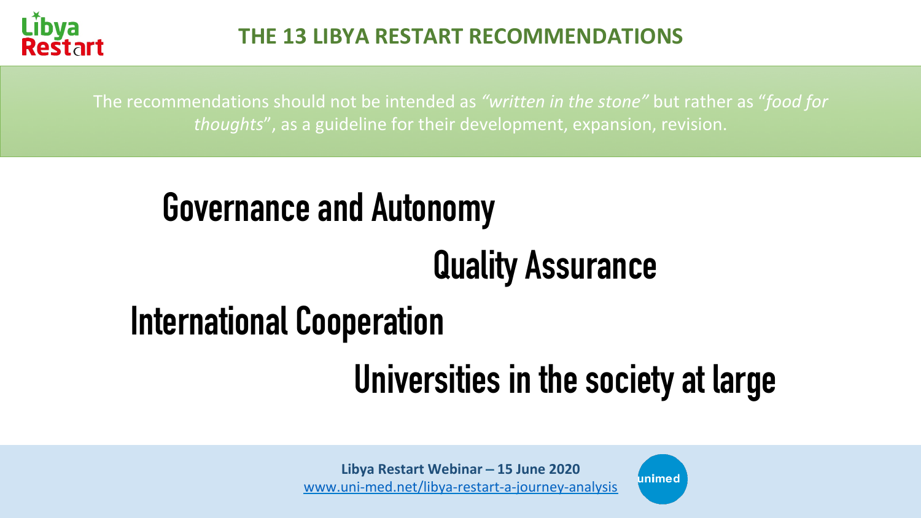# THE 13 LIBYA RESTART RECOMMENDATIONS

The recommendations should not be intended as *"written in the stone"* but rather as "*food for thoughts*", as a guideline for their development, expansion, revision.

## Governance and Autonomy

## Quality Assurance

## International Cooperation

## Universities in the society at large

**Libya Restart Webinar – 15 June 2020**
www.uni-med.net/libya-restart-a-journey-analysis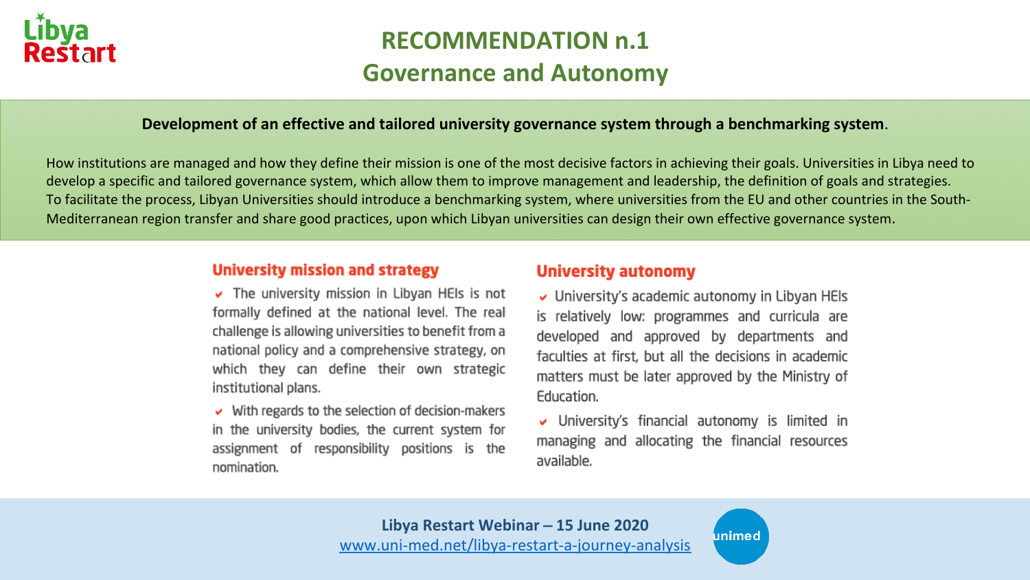# RECOMMENDATION n.1

## Governance and Autonomy

**Development of an effective and tailored university governance system through a benchmarking system**.

How institutions are managed and how they define their mission is one of the most decisive factors in achieving their goals. Universities in Libya need to develop a specific and tailored governance system, which allow them to improve management and leadership, the definition of goals and strategies. To facilitate the process, Libyan Universities should introduce a benchmarking system, where universities from the EU and other countries in the South-Mediterranean region transfer and share good practices, upon which Libyan universities can design their own effective governance system.

### University mission and strategy

- The university mission in Libyan HEIs is not formally defined at the national level. The real challenge is allowing universities to benefit from a national policy and a comprehensive strategy, on which they can define their own strategic institutional plans.
- With regards to the selection of decision-makers in the university bodies, the current system for assignment of responsibility positions is the nomination.

### University autonomy

- University's academic autonomy in Libyan HEIs is relatively low: programmes and curricula are developed and approved by departments and faculties at first, but all the decisions in academic matters must be later approved by the Ministry of Education.
- University's financial autonomy is limited in managing and allocating the financial resources available.

**Libya Restart Webinar – 15 June 2020**
www.uni-med.net/libya-restart-a-journey-analysis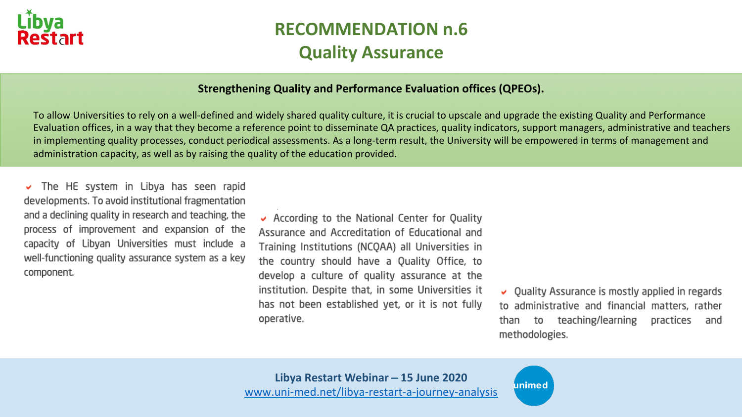# RECOMMENDATION n.6
# Quality Assurance

**Strengthening Quality and Performance Evaluation offices (QPEOs).**

To allow Universities to rely on a well-defined and widely shared quality culture, it is crucial to upscale and upgrade the existing Quality and Performance Evaluation offices, in a way that they become a reference point to disseminate QA practices, quality indicators, support managers, administrative and teachers in implementing quality processes, conduct periodical assessments. As a long-term result, the University will be empowered in terms of management and administration capacity, as well as by raising the quality of the education provided.

- The HE system in Libya has seen rapid developments. To avoid institutional fragmentation and a declining quality in research and teaching, the process of improvement and expansion of the capacity of Libyan Universities must include a well-functioning quality assurance system as a key component.

- According to the National Center for Quality Assurance and Accreditation of Educational and Training Institutions (NCQAA) all Universities in the country should have a Quality Office, to develop a culture of quality assurance at the institution. Despite that, in some Universities it has not been established yet, or it is not fully operative.

- Quality Assurance is mostly applied in regards to administrative and financial matters, rather than to teaching/learning practices and methodologies.

**Libya Restart Webinar – 15 June 2020**
www.uni-med.net/libya-restart-a-journey-analysis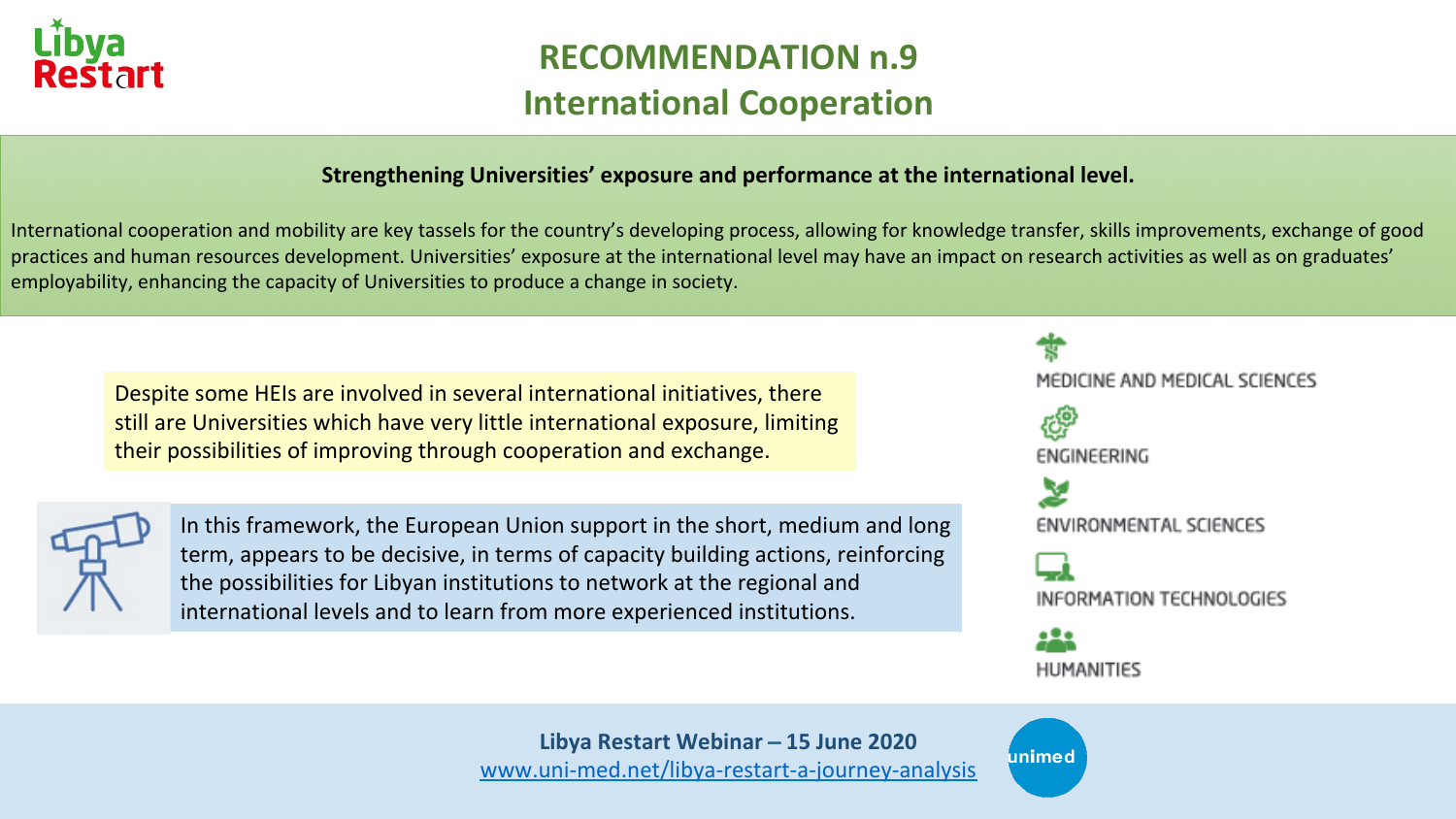# RECOMMENDATION n.9

## International Cooperation

**Strengthening Universities' exposure and performance at the international level.**

International cooperation and mobility are key tassels for the country's developing process, allowing for knowledge transfer, skills improvements, exchange of good practices and human resources development. Universities' exposure at the international level may have an impact on research activities as well as on graduates' employability, enhancing the capacity of Universities to produce a change in society.

Despite some HEIs are involved in several international initiatives, there still are Universities which have very little international exposure, limiting their possibilities of improving through cooperation and exchange.

In this framework, the European Union support in the short, medium and long term, appears to be decisive, in terms of capacity building actions, reinforcing the possibilities for Libyan institutions to network at the regional and international levels and to learn from more experienced institutions.

- MEDICINE AND MEDICAL SCIENCES
- ENGINEERING
- ENVIRONMENTAL SCIENCES
- INFORMATION TECHNOLOGIES
- HUMANITIES

**Libya Restart Webinar – 15 June 2020**
www.uni-med.net/libya-restart-a-journey-analysis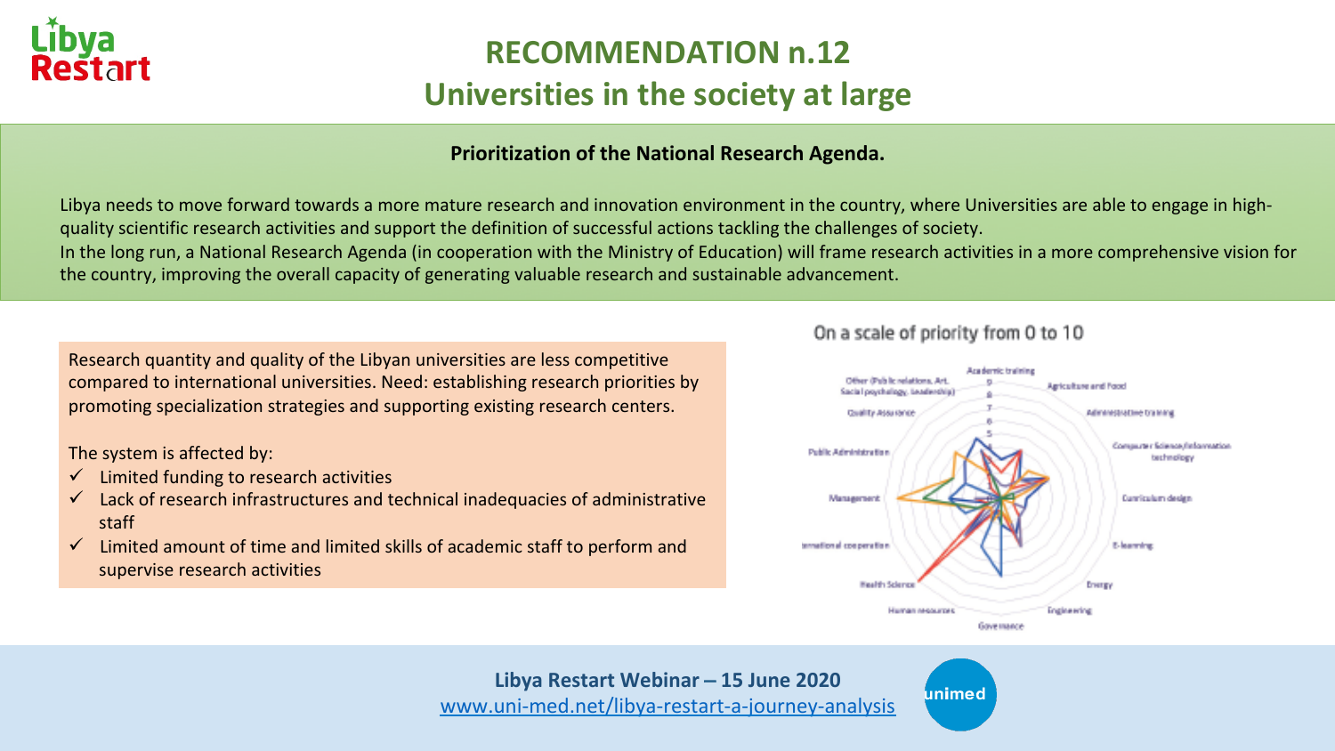# RECOMMENDATION n.12

## Universities in the society at large

**Prioritization of the National Research Agenda.**

Libya needs to move forward towards a more mature research and innovation environment in the country, where Universities are able to engage in high-quality scientific research activities and support the definition of successful actions tackling the challenges of society.
In the long run, a National Research Agenda (in cooperation with the Ministry of Education) will frame research activities in a more comprehensive vision for the country, improving the overall capacity of generating valuable research and sustainable advancement.

Research quantity and quality of the Libyan universities are less competitive compared to international universities. Need: establishing research priorities by promoting specialization strategies and supporting existing research centers.

The system is affected by:

- ✓ Limited funding to research activities
- ✓ Lack of research infrastructures and technical inadequacies of administrative staff
- ✓ Limited amount of time and limited skills of academic staff to perform and supervise research activities

On a scale of priority from 0 to 10

Academic training, Agriculture and Food, Administrative training, Computer Science/Information technology, Curriculum design, E-learning, Energy, Engineering, Governance, Human resources, Health Science, International cooperation, Management, Public Administration, Quality Assurance, Other (Public relations, Art, Social psychology, leadership)

**Libya Restart Webinar – 15 June 2020**
www.uni-med.net/libya-restart-a-journey-analysis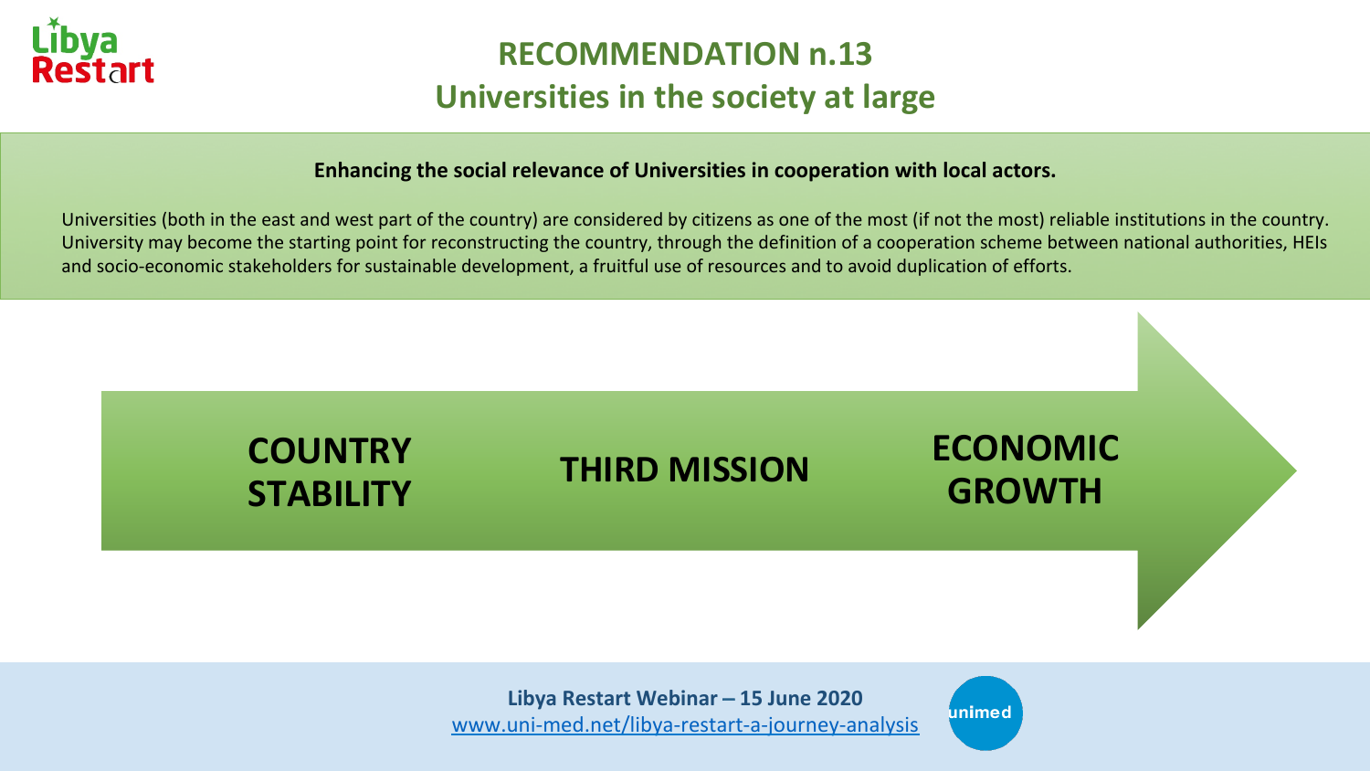# RECOMMENDATION n.13

## Universities in the society at large

**Enhancing the social relevance of Universities in cooperation with local actors.**

Universities (both in the east and west part of the country) are considered by citizens as one of the most (if not the most) reliable institutions in the country. University may become the starting point for reconstructing the country, through the definition of a cooperation scheme between national authorities, HEIs and socio-economic stakeholders for sustainable development, a fruitful use of resources and to avoid duplication of efforts.

**COUNTRY STABILITY** → **THIRD MISSION** → **ECONOMIC GROWTH**

**Libya Restart Webinar – 15 June 2020**
www.uni-med.net/libya-restart-a-journey-analysis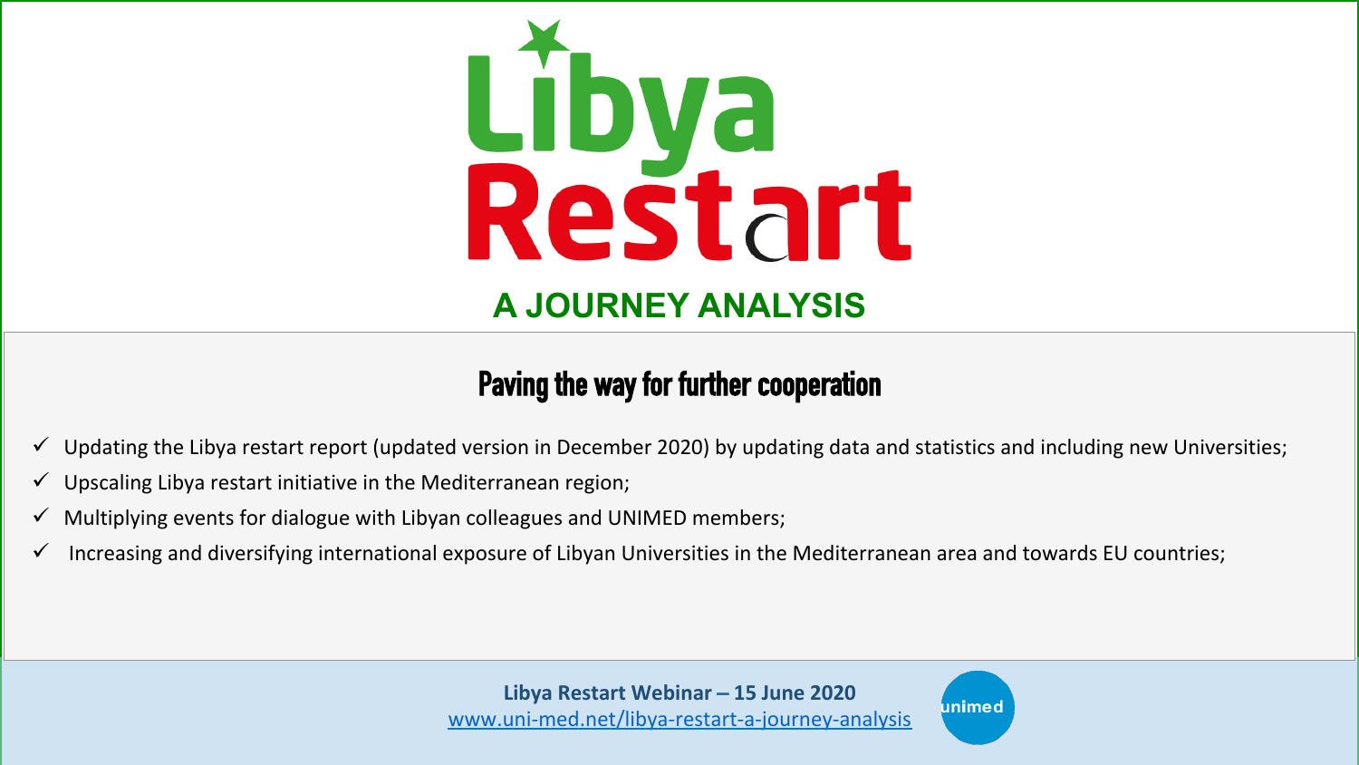# Libya Restart

## A JOURNEY ANALYSIS

### Paving the way for further cooperation

- ✓ Updating the Libya restart report (updated version in December 2020) by updating data and statistics and including new Universities;
- ✓ Upscaling Libya restart initiative in the Mediterranean region;
- ✓ Multiplying events for dialogue with Libyan colleagues and UNIMED members;
- ✓ Increasing and diversifying international exposure of Libyan Universities in the Mediterranean area and towards EU countries;

**Libya Restart Webinar – 15 June 2020**
www.uni-med.net/libya-restart-a-journey-analysis

unimed